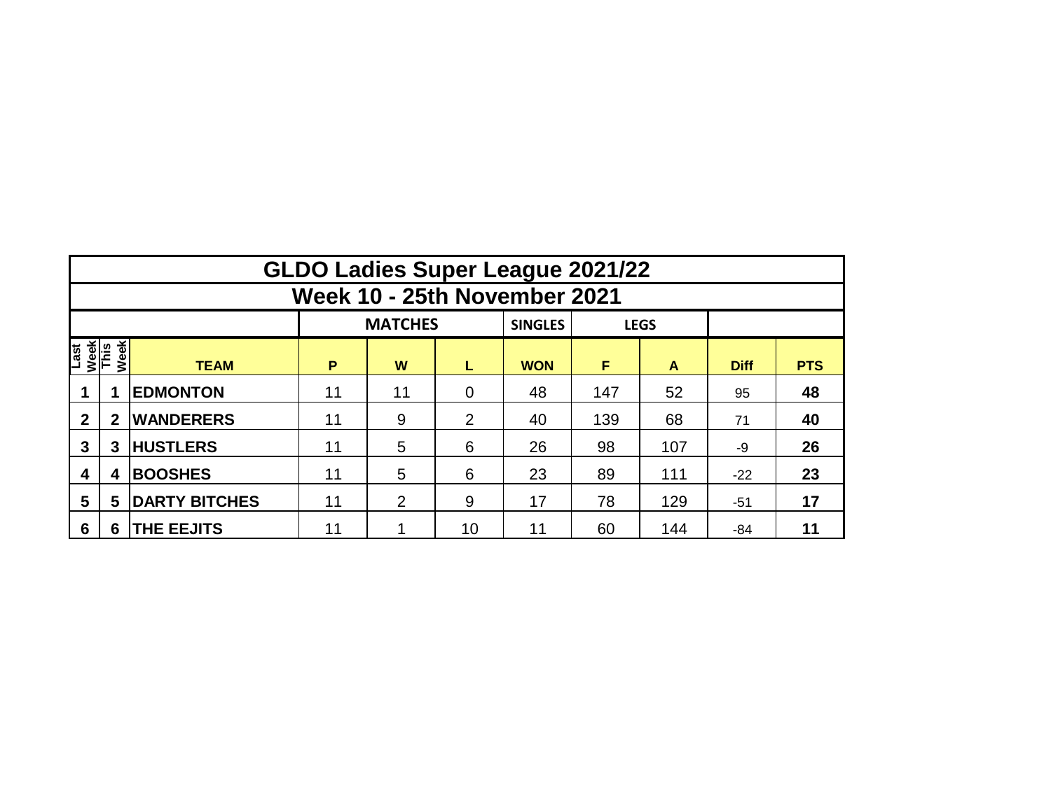# GLDO Ladies Super League 2021/22

## Week 10 - 25th November 2021

| | | | MATCHES | | | SINGLES | LEGS | | | |
|---|---|---|---|---|---|---|---|---|---|---|
| **Last Week** | **This Week** | **TEAM** | **P** | **W** | **L** | **WON** | **F** | **A** | **Diff** | **PTS** |
| **1** | **1** | **EDMONTON** | 11 | 11 | 0 | 48 | 147 | 52 | 95 | **48** |
| **2** | **2** | **WANDERERS** | 11 | 9 | 2 | 40 | 139 | 68 | 71 | **40** |
| **3** | **3** | **HUSTLERS** | 11 | 5 | 6 | 26 | 98 | 107 | -9 | **26** |
| **4** | **4** | **BOOSHES** | 11 | 5 | 6 | 23 | 89 | 111 | -22 | **23** |
| **5** | **5** | **DARTY BITCHES** | 11 | 2 | 9 | 17 | 78 | 129 | -51 | **17** |
| **6** | **6** | **THE EEJITS** | 11 | 1 | 10 | 11 | 60 | 144 | -84 | **11** |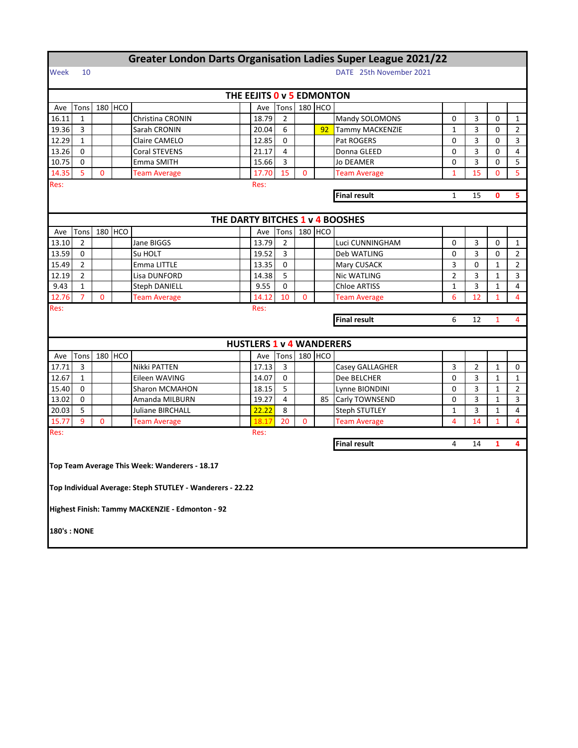# Greater London Darts Organisation Ladies Super League 2021/22

Week 10 — DATE 25th November 2021

## THE EEJITS 0 v 5 EDMONTON

| Ave | Tons | 180 | HCO | | Ave | Tons | 180 | HCO | | | | | |
|---|---|---|---|---|---|---|---|---|---|---|---|---|---|
| 16.11 | 1 | | | Christina CRONIN | 18.79 | 2 | | | Mandy SOLOMONS | 0 | 3 | 0 | 1 |
| 19.36 | 3 | | | Sarah CRONIN | 20.04 | 6 | | 92 | Tammy MACKENZIE | 1 | 3 | 0 | 2 |
| 12.29 | 1 | | | Claire CAMELO | 12.85 | 0 | | | Pat ROGERS | 0 | 3 | 0 | 3 |
| 13.26 | 0 | | | Coral STEVENS | 21.17 | 4 | | | Donna GLEED | 0 | 3 | 0 | 4 |
| 10.75 | 0 | | | Emma SMITH | 15.66 | 3 | | | Jo DEAMER | 0 | 3 | 0 | 5 |
| 14.35 | 5 | 0 | | Team Average | 17.70 | 15 | 0 | | Team Average | 1 | 15 | 0 | 5 |
| Res: | | | | | Res: | | | | | | | | |
| | | | | | | | | | **Final result** | 1 | 15 | 0 | 5 |

## THE DARTY BITCHES 1 v 4 BOOSHES

| Ave | Tons | 180 | HCO | | Ave | Tons | 180 | HCO | | | | | |
|---|---|---|---|---|---|---|---|---|---|---|---|---|---|
| 13.10 | 2 | | | Jane BIGGS | 13.79 | 2 | | | Luci CUNNINGHAM | 0 | 3 | 0 | 1 |
| 13.59 | 0 | | | Su HOLT | 19.52 | 3 | | | Deb WATLING | 0 | 3 | 0 | 2 |
| 15.49 | 2 | | | Emma LITTLE | 13.35 | 0 | | | Mary CUSACK | 3 | 0 | 1 | 2 |
| 12.19 | 2 | | | Lisa DUNFORD | 14.38 | 5 | | | Nic WATLING | 2 | 3 | 1 | 3 |
| 9.43 | 1 | | | Steph DANIELL | 9.55 | 0 | | | Chloe ARTISS | 1 | 3 | 1 | 4 |
| 12.76 | 7 | 0 | | Team Average | 14.12 | 10 | 0 | | Team Average | 6 | 12 | 1 | 4 |
| Res: | | | | | Res: | | | | | | | | |
| | | | | | | | | | **Final result** | 6 | 12 | 1 | 4 |

## HUSTLERS 1 v 4 WANDERERS

| Ave | Tons | 180 | HCO | | Ave | Tons | 180 | HCO | | | | | |
|---|---|---|---|---|---|---|---|---|---|---|---|---|---|
| 17.71 | 3 | | | Nikki PATTEN | 17.13 | 3 | | | Casey GALLAGHER | 3 | 2 | 1 | 0 |
| 12.67 | 1 | | | Eileen WAVING | 14.07 | 0 | | | Dee BELCHER | 0 | 3 | 1 | 1 |
| 15.40 | 0 | | | Sharon MCMAHON | 18.15 | 5 | | | Lynne BIONDINI | 0 | 3 | 1 | 2 |
| 13.02 | 0 | | | Amanda MILBURN | 19.27 | 4 | | 85 | Carly TOWNSEND | 0 | 3 | 1 | 3 |
| 20.03 | 5 | | | Juliane BIRCHALL | 22.22 | 8 | | | Steph STUTLEY | 1 | 3 | 1 | 4 |
| 15.77 | 9 | 0 | | Team Average | 18.17 | 20 | 0 | | Team Average | 4 | 14 | 1 | 4 |
| Res: | | | | | Res: | | | | | | | | |
| | | | | | | | | | **Final result** | 4 | 14 | 1 | 4 |

**Top Team Average This Week: Wanderers - 18.17**

**Top Individual Average: Steph STUTLEY - Wanderers - 22.22**

**Highest Finish: Tammy MACKENZIE - Edmonton - 92**

**180's : NONE**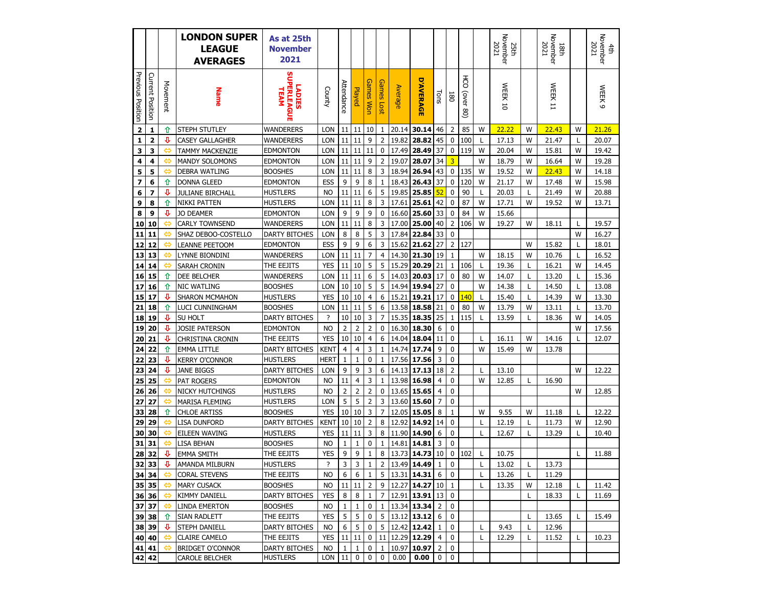| | | | LONDON SUPER LEAGUE AVERAGES | As at 25th November 2021 | | | | | | | | | | | | 25th November 2021 | | 18th November 2021 | | 4th November 2021 |
|---|---|---|---|---|---|---|---|---|---|---|---|---|---|---|---|---|---|---|---|---|
| Previous Position | Current Position | Movement | Name | LADIES SUPERLEAGUE TEAM | County | Attendance | Played | Games Won | Games Lost | Average | D'AVERAGE | Tons | 180 | HCO (over 80) | | WEEK 10 | | WEEK 11 | | WEEK 9 |
| 2 | 1 | ⇧ | STEPH STUTLEY | WANDERERS | LON | 11 | 11 | 10 | 1 | 20.14 | 30.14 | 46 | 2 | 85 | W | 22.22 | W | 22.43 | W | 21.26 |
| 1 | 2 | ⇩ | CASEY GALLAGHER | WANDERERS | LON | 11 | 11 | 9 | 2 | 19.82 | 28.82 | 45 | 0 | 100 | L | 17.13 | W | 21.47 | L | 20.07 |
| 3 | 3 | ⇔ | TAMMY MACKENZIE | EDMONTON | LON | 11 | 11 | 11 | 0 | 17.49 | 28.49 | 37 | 0 | 119 | W | 20.04 | W | 15.81 | W | 19.42 |
| 4 | 4 | ⇔ | MANDY SOLOMONS | EDMONTON | LON | 11 | 11 | 9 | 2 | 19.07 | 28.07 | 34 | 3 | | W | 18.79 | W | 16.64 | W | 19.28 |
| 5 | 5 | ⇔ | DEBRA WATLING | BOOSHES | LON | 11 | 11 | 8 | 3 | 18.94 | 26.94 | 43 | 0 | 135 | W | 19.52 | W | 22.43 | W | 14.18 |
| 7 | 6 | ⇧ | DONNA GLEED | EDMONTON | ESS | 9 | 9 | 8 | 1 | 18.43 | 26.43 | 37 | 0 | 120 | W | 21.17 | W | 17.48 | W | 15.98 |
| 6 | 7 | ⇩ | JULIANE BIRCHALL | HUSTLERS | NO | 11 | 11 | 6 | 5 | 19.85 | 25.85 | 52 | 0 | 90 | L | 20.03 | L | 21.49 | W | 20.88 |
| 9 | 8 | ⇧ | NIKKI PATTEN | HUSTLERS | LON | 11 | 11 | 8 | 3 | 17.61 | 25.61 | 42 | 0 | 87 | W | 17.71 | W | 19.52 | W | 13.71 |
| 8 | 9 | ⇩ | JO DEAMER | EDMONTON | LON | 9 | 9 | 9 | 0 | 16.60 | 25.60 | 33 | 0 | 84 | W | 15.66 | | | | |
| 10 | 10 | ⇔ | CARLY TOWNSEND | WANDERERS | LON | 11 | 11 | 8 | 3 | 17.00 | 25.00 | 40 | 2 | 106 | W | 19.27 | W | 18.11 | L | 19.57 |
| 11 | 11 | ⇔ | SHAZ DEBOO-COSTELLO | DARTY BITCHES | LON | 8 | 8 | 5 | 3 | 17.84 | 22.84 | 33 | 0 | | | | | | W | 16.27 |
| 12 | 12 | ⇔ | LEANNE PEETOOM | EDMONTON | ESS | 9 | 9 | 6 | 3 | 15.62 | 21.62 | 27 | 2 | 127 | | | W | 15.82 | L | 18.01 |
| 13 | 13 | ⇔ | LYNNE BIONDINI | WANDERERS | LON | 11 | 11 | 7 | 4 | 14.30 | 21.30 | 19 | 1 | | W | 18.15 | W | 10.76 | L | 16.52 |
| 14 | 14 | ⇔ | SARAH CRONIN | THE EEJITS | YES | 11 | 10 | 5 | 5 | 15.29 | 20.29 | 21 | 1 | 106 | L | 19.36 | L | 16.21 | W | 14.45 |
| 16 | 15 | ⇧ | DEE BELCHER | WANDERERS | LON | 11 | 11 | 6 | 5 | 14.03 | 20.03 | 17 | 0 | 80 | W | 14.07 | L | 13.20 | L | 15.36 |
| 17 | 16 | ⇧ | NIC WATLING | BOOSHES | LON | 10 | 10 | 5 | 5 | 14.94 | 19.94 | 27 | 0 | | W | 14.38 | L | 14.50 | L | 13.08 |
| 15 | 17 | ⇩ | SHARON MCMAHON | HUSTLERS | YES | 10 | 10 | 4 | 6 | 15.21 | 19.21 | 17 | 0 | 140 | L | 15.40 | L | 14.39 | W | 13.30 |
| 21 | 18 | ⇧ | LUCI CUNNINGHAM | BOOSHES | LON | 11 | 11 | 5 | 6 | 13.58 | 18.58 | 21 | 0 | 80 | W | 13.79 | W | 13.11 | L | 13.70 |
| 18 | 19 | ⇩ | SU HOLT | DARTY BITCHES | ? | 10 | 10 | 3 | 7 | 15.35 | 18.35 | 25 | 1 | 115 | L | 13.59 | L | 18.36 | W | 14.05 |
| 19 | 20 | ⇩ | JOSIE PATERSON | EDMONTON | NO | 2 | 2 | 2 | 0 | 16.30 | 18.30 | 6 | 0 | | | | | | W | 17.56 |
| 20 | 21 | ⇩ | CHRISTINA CRONIN | THE EEJITS | YES | 10 | 10 | 4 | 6 | 14.04 | 18.04 | 11 | 0 | | L | 16.11 | W | 14.16 | L | 12.07 |
| 24 | 22 | ⇧ | EMMA LITTLE | DARTY BITCHES | KENT | 4 | 4 | 3 | 1 | 14.74 | 17.74 | 9 | 0 | | W | 15.49 | W | 13.78 | | |
| 22 | 23 | ⇩ | KERRY O'CONNOR | HUSTLERS | HERT | 1 | 1 | 0 | 1 | 17.56 | 17.56 | 3 | 0 | | | | | | | |
| 23 | 24 | ⇩ | JANE BIGGS | DARTY BITCHES | LON | 9 | 9 | 3 | 6 | 14.13 | 17.13 | 18 | 2 | | L | 13.10 | | | W | 12.22 |
| 25 | 25 | ⇔ | PAT ROGERS | EDMONTON | NO | 11 | 4 | 3 | 1 | 13.98 | 16.98 | 4 | 0 | | W | 12.85 | L | 16.90 | | |
| 26 | 26 | ⇔ | NICKY HUTCHINGS | HUSTLERS | NO | 2 | 2 | 2 | 0 | 13.65 | 15.65 | 4 | 0 | | | | | | W | 12.85 |
| 27 | 27 | ⇔ | MARISA FLEMING | HUSTLERS | LON | 5 | 5 | 2 | 3 | 13.60 | 15.60 | 7 | 0 | | | | | | | |
| 33 | 28 | ⇧ | CHLOE ARTISS | BOOSHES | YES | 10 | 10 | 3 | 7 | 12.05 | 15.05 | 8 | 1 | | W | 9.55 | W | 11.18 | L | 12.22 |
| 29 | 29 | ⇔ | LISA DUNFORD | DARTY BITCHES | KENT | 10 | 10 | 2 | 8 | 12.92 | 14.92 | 14 | 0 | | L | 12.19 | L | 11.73 | W | 12.90 |
| 30 | 30 | ⇔ | EILEEN WAVING | HUSTLERS | YES | 11 | 11 | 3 | 8 | 11.90 | 14.90 | 6 | 0 | | L | 12.67 | L | 13.29 | L | 10.40 |
| 31 | 31 | ⇔ | LISA BEHAN | BOOSHES | NO | 1 | 1 | 0 | 1 | 14.81 | 14.81 | 3 | 0 | | | | | | | |
| 28 | 32 | ⇩ | EMMA SMITH | THE EEJITS | YES | 9 | 9 | 1 | 8 | 13.73 | 14.73 | 10 | 0 | 102 | L | 10.75 | | | L | 11.88 |
| 32 | 33 | ⇩ | AMANDA MILBURN | HUSTLERS | ? | 3 | 3 | 1 | 2 | 13.49 | 14.49 | 1 | 0 | | L | 13.02 | L | 13.73 | | |
| 34 | 34 | ⇔ | CORAL STEVENS | THE EEJITS | NO | 6 | 6 | 1 | 5 | 13.31 | 14.31 | 6 | 0 | | L | 13.26 | L | 11.29 | | |
| 35 | 35 | ⇔ | MARY CUSACK | BOOSHES | NO | 11 | 11 | 2 | 9 | 12.27 | 14.27 | 10 | 1 | | L | 13.35 | W | 12.18 | L | 11.42 |
| 36 | 36 | ⇔ | KIMMY DANIELL | DARTY BITCHES | YES | 8 | 8 | 1 | 7 | 12.91 | 13.91 | 13 | 0 | | | | L | 18.33 | L | 11.69 |
| 37 | 37 | ⇔ | LINDA EMERTON | BOOSHES | NO | 1 | 1 | 0 | 1 | 13.34 | 13.34 | 2 | 0 | | | | | | | |
| 39 | 38 | ⇧ | SIAN RADLETT | THE EEJITS | YES | 5 | 5 | 0 | 5 | 13.12 | 13.12 | 6 | 0 | | | | L | 13.65 | L | 15.49 |
| 38 | 39 | ⇩ | STEPH DANIELL | DARTY BITCHES | NO | 6 | 5 | 0 | 5 | 12.42 | 12.42 | 1 | 0 | | L | 9.43 | L | 12.96 | | |
| 40 | 40 | ⇔ | CLAIRE CAMELO | THE EEJITS | YES | 11 | 11 | 0 | 11 | 12.29 | 12.29 | 4 | 0 | | L | 12.29 | L | 11.52 | L | 10.23 |
| 41 | 41 | ⇔ | BRIDGET O'CONNOR | DARTY BITCHES | NO | 1 | 1 | 0 | 1 | 10.97 | 10.97 | 2 | 0 | | | | | | | |
| 42 | 42 | | CAROLE BELCHER | HUSTLERS | LON | 11 | 0 | 0 | 0 | 0.00 | 0.00 | 0 | 0 | | | | | | | |